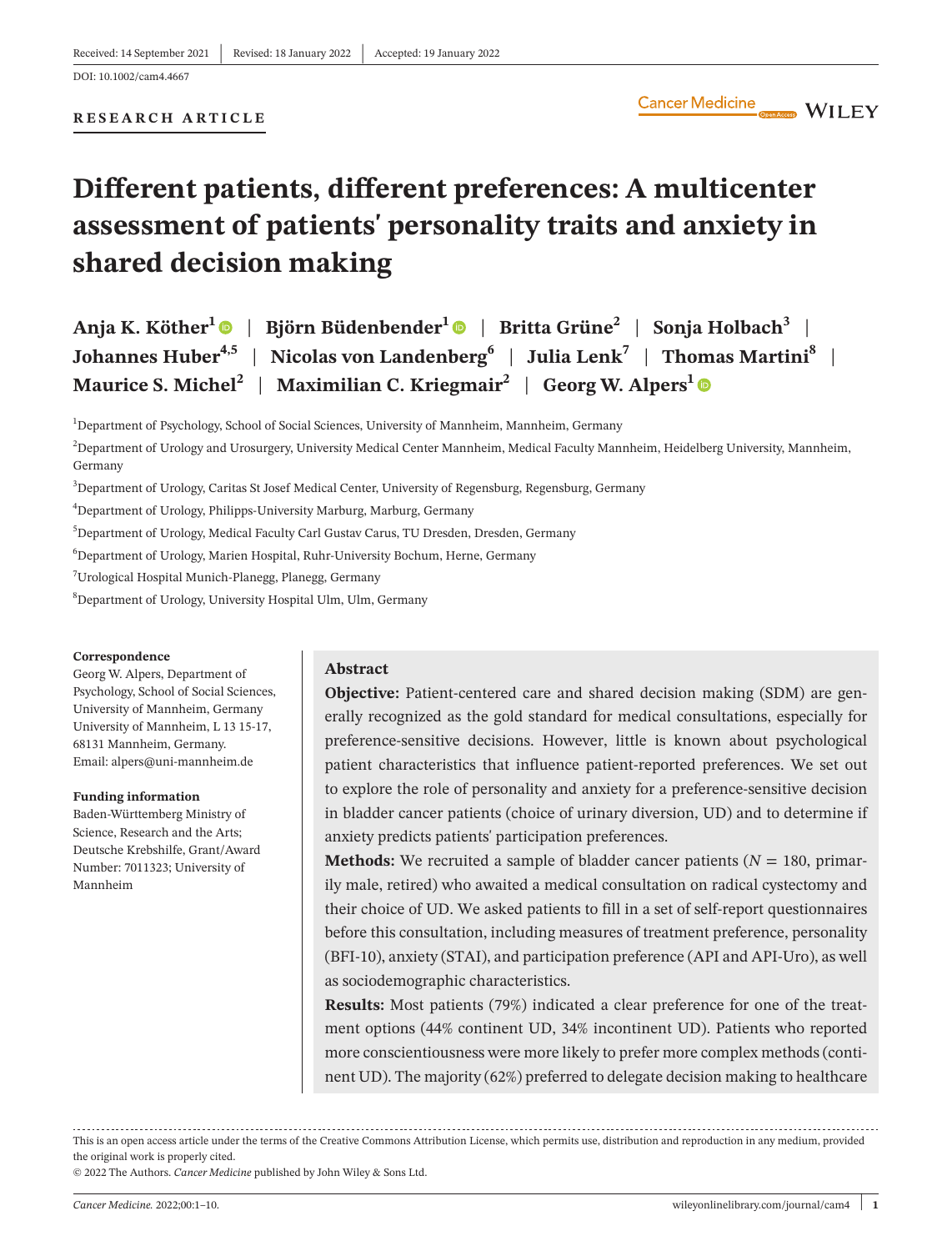Received: 14 September 2021 | Revised: 18 January 2022 | Accepted: 19 January 2022

DOI: 10.1002/cam4.4667

**RESEARCH ARTICLE**

# Different patients, different preferences: A multicenter assessment of patients' personality traits and anxiety in shared decision making

**Anja K. Köther**[1] | **Björn Büdenbender**[1] | **Britta Grüne**[2] | **Sonja Holbach**[3] | **Johannes Huber**[4,5] | **Nicolas von Landenberg**[6] | **Julia Lenk**[7] | **Thomas Martini**[8] | **Maurice S. Michel**[2] | **Maximilian C. Kriegmair**[2] | **Georg W. Alpers**[1]

[1]Department of Psychology, School of Social Sciences, University of Mannheim, Mannheim, Germany

[2]Department of Urology and Urosurgery, University Medical Center Mannheim, Medical Faculty Mannheim, Heidelberg University, Mannheim, Germany

[3]Department of Urology, Caritas St Josef Medical Center, University of Regensburg, Regensburg, Germany

[4]Department of Urology, Philipps-University Marburg, Marburg, Germany

[5]Department of Urology, Medical Faculty Carl Gustav Carus, TU Dresden, Dresden, Germany

[6]Department of Urology, Marien Hospital, Ruhr-University Bochum, Herne, Germany

[7]Urological Hospital Munich-Planegg, Planegg, Germany

[8]Department of Urology, University Hospital Ulm, Ulm, Germany

**Correspondence**

Georg W. Alpers, Department of Psychology, School of Social Sciences, University of Mannheim, University of Mannheim, L 13 15-17, 68131 Mannheim, Germany.
Email: alpers@uni-mannheim.de

**Funding information**

Baden-Württemberg Ministry of Science, Research and the Arts; Deutsche Krebshilfe, Grant/Award Number: 7011323; University of Mannheim

## Abstract

**Objective:** Patient-centered care and shared decision making (SDM) are generally recognized as the gold standard for medical consultations, especially for preference-sensitive decisions. However, little is known about psychological patient characteristics that influence patient-reported preferences. We set out to explore the role of personality and anxiety for a preference-sensitive decision in bladder cancer patients (choice of urinary diversion, UD) and to determine if anxiety predicts patients' participation preferences.

**Methods:** We recruited a sample of bladder cancer patients ($N$ = 180, primarily male, retired) who awaited a medical consultation on radical cystectomy and their choice of UD. We asked patients to fill in a set of self-report questionnaires before this consultation, including measures of treatment preference, personality (BFI-10), anxiety (STAI), and participation preference (API and API-Uro), as well as sociodemographic characteristics.

**Results:** Most patients (79%) indicated a clear preference for one of the treatment options (44% continent UD, 34% incontinent UD). Patients who reported more conscientiousness were more likely to prefer more complex methods (continent UD). The majority (62%) preferred to delegate decision making to healthcare

This is an open access article under the terms of the Creative Commons Attribution License, which permits use, distribution and reproduction in any medium, provided the original work is properly cited.

© 2022 The Authors. *Cancer Medicine* published by John Wiley & Sons Ltd.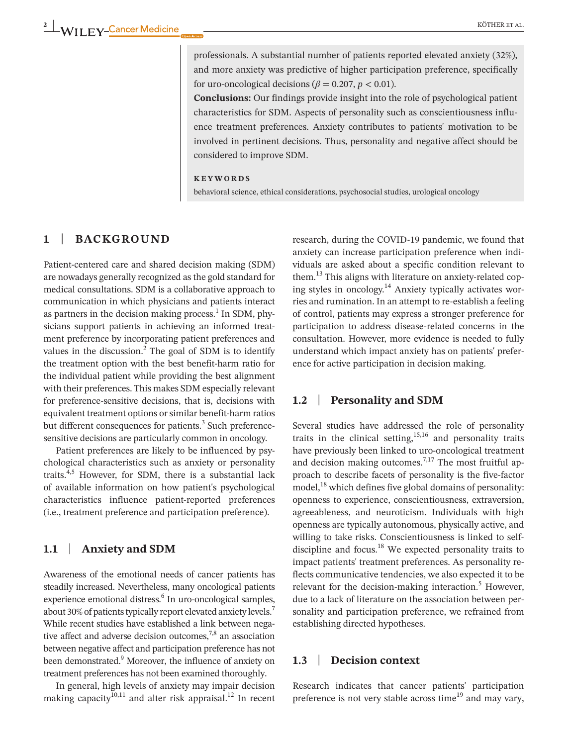professionals. A substantial number of patients reported elevated anxiety (32%), and more anxiety was predictive of higher participation preference, specifically for uro-oncological decisions ($\beta = 0.207$, $p < 0.01$).

**Conclusions:** Our findings provide insight into the role of psychological patient characteristics for SDM. Aspects of personality such as conscientiousness influence treatment preferences. Anxiety contributes to patients' motivation to be involved in pertinent decisions. Thus, personality and negative affect should be considered to improve SDM.

**KEYWORDS**

behavioral science, ethical considerations, psychosocial studies, urological oncology

## 1 | BACKGROUND

Patient-centered care and shared decision making (SDM) are nowadays generally recognized as the gold standard for medical consultations. SDM is a collaborative approach to communication in which physicians and patients interact as partners in the decision making process.[1] In SDM, physicians support patients in achieving an informed treatment preference by incorporating patient preferences and values in the discussion.[2] The goal of SDM is to identify the treatment option with the best benefit-harm ratio for the individual patient while providing the best alignment with their preferences. This makes SDM especially relevant for preference-sensitive decisions, that is, decisions with equivalent treatment options or similar benefit-harm ratios but different consequences for patients.[3] Such preference-sensitive decisions are particularly common in oncology.

Patient preferences are likely to be influenced by psychological characteristics such as anxiety or personality traits.[4,5] However, for SDM, there is a substantial lack of available information on how patient's psychological characteristics influence patient-reported preferences (i.e., treatment preference and participation preference).

### 1.1 | Anxiety and SDM

Awareness of the emotional needs of cancer patients has steadily increased. Nevertheless, many oncological patients experience emotional distress.[6] In uro-oncological samples, about 30% of patients typically report elevated anxiety levels.[7] While recent studies have established a link between negative affect and adverse decision outcomes,[7,8] an association between negative affect and participation preference has not been demonstrated.[9] Moreover, the influence of anxiety on treatment preferences has not been examined thoroughly.

In general, high levels of anxiety may impair decision making capacity[10,11] and alter risk appraisal.[12] In recent research, during the COVID-19 pandemic, we found that anxiety can increase participation preference when individuals are asked about a specific condition relevant to them.[13] This aligns with literature on anxiety-related coping styles in oncology.[14] Anxiety typically activates worries and rumination. In an attempt to re-establish a feeling of control, patients may express a stronger preference for participation to address disease-related concerns in the consultation. However, more evidence is needed to fully understand which impact anxiety has on patients' preference for active participation in decision making.

### 1.2 | Personality and SDM

Several studies have addressed the role of personality traits in the clinical setting,[15,16] and personality traits have previously been linked to uro-oncological treatment and decision making outcomes.[7,17] The most fruitful approach to describe facets of personality is the five-factor model,[18] which defines five global domains of personality: openness to experience, conscientiousness, extraversion, agreeableness, and neuroticism. Individuals with high openness are typically autonomous, physically active, and willing to take risks. Conscientiousness is linked to self-discipline and focus.[18] We expected personality traits to impact patients' treatment preferences. As personality reflects communicative tendencies, we also expected it to be relevant for the decision-making interaction.[5] However, due to a lack of literature on the association between personality and participation preference, we refrained from establishing directed hypotheses.

### 1.3 | Decision context

Research indicates that cancer patients' participation preference is not very stable across time[19] and may vary,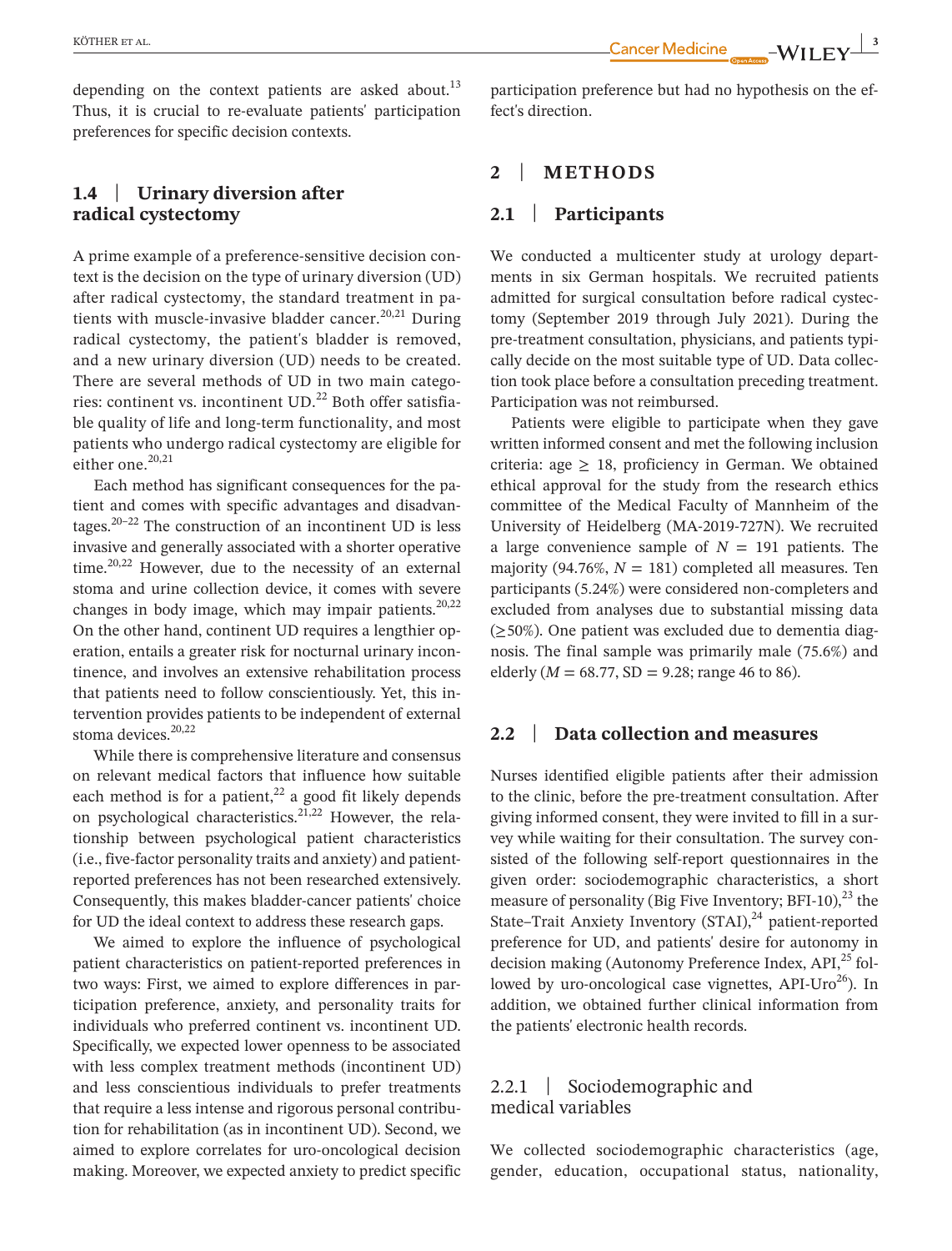depending on the context patients are asked about.[13] Thus, it is crucial to re-evaluate patients' participation preferences for specific decision contexts.

### 1.4 | Urinary diversion after radical cystectomy

A prime example of a preference-sensitive decision context is the decision on the type of urinary diversion (UD) after radical cystectomy, the standard treatment in patients with muscle-invasive bladder cancer.[20,21] During radical cystectomy, the patient's bladder is removed, and a new urinary diversion (UD) needs to be created. There are several methods of UD in two main categories: continent vs. incontinent UD.[22] Both offer satisfiable quality of life and long-term functionality, and most patients who undergo radical cystectomy are eligible for either one.[20,21]

Each method has significant consequences for the patient and comes with specific advantages and disadvantages.[20–22] The construction of an incontinent UD is less invasive and generally associated with a shorter operative time.[20,22] However, due to the necessity of an external stoma and urine collection device, it comes with severe changes in body image, which may impair patients.[20,22] On the other hand, continent UD requires a lengthier operation, entails a greater risk for nocturnal urinary incontinence, and involves an extensive rehabilitation process that patients need to follow conscientiously. Yet, this intervention provides patients to be independent of external stoma devices.[20,22]

While there is comprehensive literature and consensus on relevant medical factors that influence how suitable each method is for a patient,[22] a good fit likely depends on psychological characteristics.[21,22] However, the relationship between psychological patient characteristics (i.e., five-factor personality traits and anxiety) and patient-reported preferences has not been researched extensively. Consequently, this makes bladder-cancer patients' choice for UD the ideal context to address these research gaps.

We aimed to explore the influence of psychological patient characteristics on patient-reported preferences in two ways: First, we aimed to explore differences in participation preference, anxiety, and personality traits for individuals who preferred continent vs. incontinent UD. Specifically, we expected lower openness to be associated with less complex treatment methods (incontinent UD) and less conscientious individuals to prefer treatments that require a less intense and rigorous personal contribution for rehabilitation (as in incontinent UD). Second, we aimed to explore correlates for uro-oncological decision making. Moreover, we expected anxiety to predict specific participation preference but had no hypothesis on the effect's direction.

## 2 | METHODS

### 2.1 | Participants

We conducted a multicenter study at urology departments in six German hospitals. We recruited patients admitted for surgical consultation before radical cystectomy (September 2019 through July 2021). During the pre-treatment consultation, physicians, and patients typically decide on the most suitable type of UD. Data collection took place before a consultation preceding treatment. Participation was not reimbursed.

Patients were eligible to participate when they gave written informed consent and met the following inclusion criteria: age ≥ 18, proficiency in German. We obtained ethical approval for the study from the research ethics committee of the Medical Faculty of Mannheim of the University of Heidelberg (MA-2019-727N). We recruited a large convenience sample of $N = 191$ patients. The majority (94.76%, $N = 181$) completed all measures. Ten participants (5.24%) were considered non-completers and excluded from analyses due to substantial missing data (≥50%). One patient was excluded due to dementia diagnosis. The final sample was primarily male (75.6%) and elderly ($M = 68.77$, $SD = 9.28$; range 46 to 86).

### 2.2 | Data collection and measures

Nurses identified eligible patients after their admission to the clinic, before the pre-treatment consultation. After giving informed consent, they were invited to fill in a survey while waiting for their consultation. The survey consisted of the following self-report questionnaires in the given order: sociodemographic characteristics, a short measure of personality (Big Five Inventory; BFI-10),[23] the State–Trait Anxiety Inventory (STAI),[24] patient-reported preference for UD, and patients' desire for autonomy in decision making (Autonomy Preference Index, API,[25] followed by uro-oncological case vignettes, API-Uro[26]). In addition, we obtained further clinical information from the patients' electronic health records.

#### 2.2.1 | Sociodemographic and medical variables

We collected sociodemographic characteristics (age, gender, education, occupational status, nationality,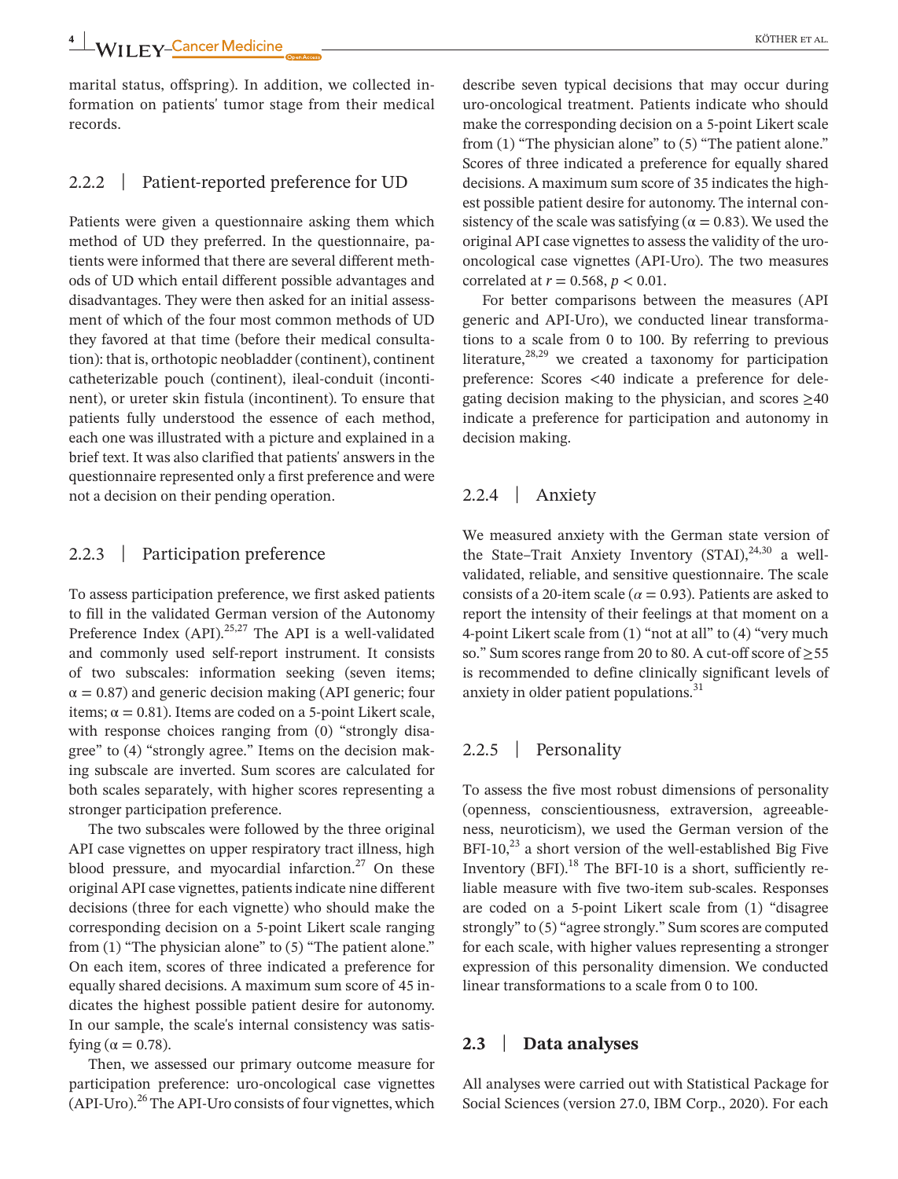marital status, offspring). In addition, we collected information on patients' tumor stage from their medical records.

### 2.2.2 | Patient-reported preference for UD

Patients were given a questionnaire asking them which method of UD they preferred. In the questionnaire, patients were informed that there are several different methods of UD which entail different possible advantages and disadvantages. They were then asked for an initial assessment of which of the four most common methods of UD they favored at that time (before their medical consultation): that is, orthotopic neobladder (continent), continent catheterizable pouch (continent), ileal-conduit (incontinent), or ureter skin fistula (incontinent). To ensure that patients fully understood the essence of each method, each one was illustrated with a picture and explained in a brief text. It was also clarified that patients' answers in the questionnaire represented only a first preference and were not a decision on their pending operation.

### 2.2.3 | Participation preference

To assess participation preference, we first asked patients to fill in the validated German version of the Autonomy Preference Index (API).[25,27] The API is a well-validated and commonly used self-report instrument. It consists of two subscales: information seeking (seven items; $\alpha = 0.87$) and generic decision making (API generic; four items; $\alpha = 0.81$). Items are coded on a 5-point Likert scale, with response choices ranging from (0) "strongly disagree" to (4) "strongly agree." Items on the decision making subscale are inverted. Sum scores are calculated for both scales separately, with higher scores representing a stronger participation preference.

The two subscales were followed by the three original API case vignettes on upper respiratory tract illness, high blood pressure, and myocardial infarction.[27] On these original API case vignettes, patients indicate nine different decisions (three for each vignette) who should make the corresponding decision on a 5-point Likert scale ranging from (1) "The physician alone" to (5) "The patient alone." On each item, scores of three indicated a preference for equally shared decisions. A maximum sum score of 45 indicates the highest possible patient desire for autonomy. In our sample, the scale's internal consistency was satisfying ($\alpha = 0.78$).

Then, we assessed our primary outcome measure for participation preference: uro-oncological case vignettes (API-Uro).[26] The API-Uro consists of four vignettes, which describe seven typical decisions that may occur during uro-oncological treatment. Patients indicate who should make the corresponding decision on a 5-point Likert scale from (1) "The physician alone" to (5) "The patient alone." Scores of three indicated a preference for equally shared decisions. A maximum sum score of 35 indicates the highest possible patient desire for autonomy. The internal consistency of the scale was satisfying ($\alpha = 0.83$). We used the original API case vignettes to assess the validity of the uro-oncological case vignettes (API-Uro). The two measures correlated at $r = 0.568$, $p < 0.01$.

For better comparisons between the measures (API generic and API-Uro), we conducted linear transformations to a scale from 0 to 100. By referring to previous literature,[28,29] we created a taxonomy for participation preference: Scores <40 indicate a preference for delegating decision making to the physician, and scores ≥40 indicate a preference for participation and autonomy in decision making.

### 2.2.4 | Anxiety

We measured anxiety with the German state version of the State–Trait Anxiety Inventory (STAI),[24,30] a well-validated, reliable, and sensitive questionnaire. The scale consists of a 20-item scale ($\alpha = 0.93$). Patients are asked to report the intensity of their feelings at that moment on a 4-point Likert scale from (1) "not at all" to (4) "very much so." Sum scores range from 20 to 80. A cut-off score of ≥55 is recommended to define clinically significant levels of anxiety in older patient populations.[31]

### 2.2.5 | Personality

To assess the five most robust dimensions of personality (openness, conscientiousness, extraversion, agreeableness, neuroticism), we used the German version of the BFI-10,[23] a short version of the well-established Big Five Inventory (BFI).[18] The BFI-10 is a short, sufficiently reliable measure with five two-item sub-scales. Responses are coded on a 5-point Likert scale from (1) "disagree strongly" to (5) "agree strongly." Sum scores are computed for each scale, with higher values representing a stronger expression of this personality dimension. We conducted linear transformations to a scale from 0 to 100.

## 2.3 | Data analyses

All analyses were carried out with Statistical Package for Social Sciences (version 27.0, IBM Corp., 2020). For each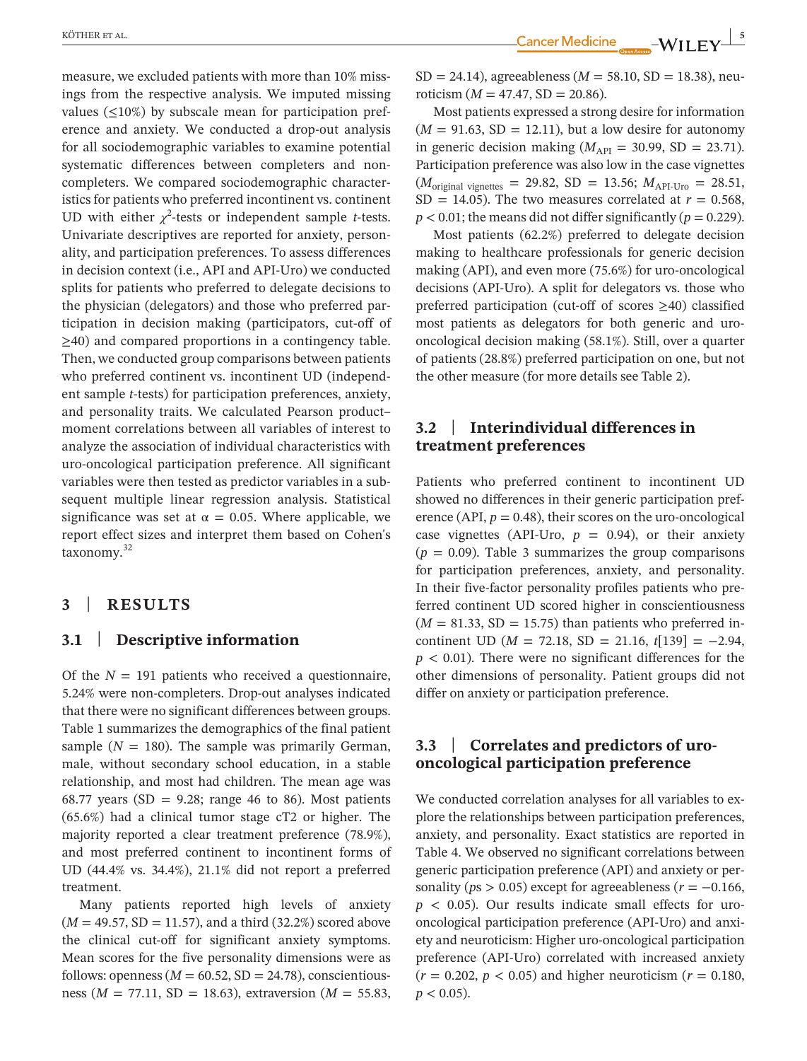measure, we excluded patients with more than 10% missings from the respective analysis. We imputed missing values (≤10%) by subscale mean for participation preference and anxiety. We conducted a drop-out analysis for all sociodemographic variables to examine potential systematic differences between completers and non-completers. We compared sociodemographic characteristics for patients who preferred incontinent vs. continent UD with either $\chi^2$-tests or independent sample *t*-tests. Univariate descriptives are reported for anxiety, personality, and participation preferences. To assess differences in decision context (i.e., API and API-Uro) we conducted splits for patients who preferred to delegate decisions to the physician (delegators) and those who preferred participation in decision making (participators, cut-off of ≥40) and compared proportions in a contingency table. Then, we conducted group comparisons between patients who preferred continent vs. incontinent UD (independent sample *t*-tests) for participation preferences, anxiety, and personality traits. We calculated Pearson product–moment correlations between all variables of interest to analyze the association of individual characteristics with uro-oncological participation preference. All significant variables were then tested as predictor variables in a subsequent multiple linear regression analysis. Statistical significance was set at $\alpha = 0.05$. Where applicable, we report effect sizes and interpret them based on Cohen's taxonomy.[32]

# 3 | RESULTS

## 3.1 | Descriptive information

Of the $N = 191$ patients who received a questionnaire, 5.24% were non-completers. Drop-out analyses indicated that there were no significant differences between groups. Table 1 summarizes the demographics of the final patient sample ($N = 180$). The sample was primarily German, male, without secondary school education, in a stable relationship, and most had children. The mean age was 68.77 years (SD = 9.28; range 46 to 86). Most patients (65.6%) had a clinical tumor stage cT2 or higher. The majority reported a clear treatment preference (78.9%), and most preferred continent to incontinent forms of UD (44.4% vs. 34.4%), 21.1% did not report a preferred treatment.

Many patients reported high levels of anxiety ($M = 49.57$, SD = 11.57), and a third (32.2%) scored above the clinical cut-off for significant anxiety symptoms. Mean scores for the five personality dimensions were as follows: openness ($M = 60.52$, SD = 24.78), conscientiousness ($M = 77.11$, SD = 18.63), extraversion ($M = 55.83$, SD = 24.14), agreeableness ($M = 58.10$, SD = 18.38), neuroticism ($M = 47.47$, SD = 20.86).

Most patients expressed a strong desire for information ($M = 91.63$, SD = 12.11), but a low desire for autonomy in generic decision making ($M_{\text{API}} = 30.99$, SD = 23.71). Participation preference was also low in the case vignettes ($M_{\text{original vignettes}} = 29.82$, SD = 13.56; $M_{\text{API-Uro}} = 28.51$, SD = 14.05). The two measures correlated at $r = 0.568$, $p < 0.01$; the means did not differ significantly ($p = 0.229$).

Most patients (62.2%) preferred to delegate decision making to healthcare professionals for generic decision making (API), and even more (75.6%) for uro-oncological decisions (API-Uro). A split for delegators vs. those who preferred participation (cut-off of scores ≥40) classified most patients as delegators for both generic and uro-oncological decision making (58.1%). Still, over a quarter of patients (28.8%) preferred participation on one, but not the other measure (for more details see Table 2).

## 3.2 | Interindividual differences in treatment preferences

Patients who preferred continent to incontinent UD showed no differences in their generic participation preference (API, $p = 0.48$), their scores on the uro-oncological case vignettes (API-Uro, $p = 0.94$), or their anxiety ($p = 0.09$). Table 3 summarizes the group comparisons for participation preferences, anxiety, and personality. In their five-factor personality profiles patients who preferred continent UD scored higher in conscientiousness ($M = 81.33$, SD = 15.75) than patients who preferred incontinent UD ($M = 72.18$, SD = 21.16, $t[139] = -2.94$, $p < 0.01$). There were no significant differences for the other dimensions of personality. Patient groups did not differ on anxiety or participation preference.

## 3.3 | Correlates and predictors of uro-oncological participation preference

We conducted correlation analyses for all variables to explore the relationships between participation preferences, anxiety, and personality. Exact statistics are reported in Table 4. We observed no significant correlations between generic participation preference (API) and anxiety or personality ($ps > 0.05$) except for agreeableness ($r = -0.166$, $p < 0.05$). Our results indicate small effects for uro-oncological participation preference (API-Uro) and anxiety and neuroticism: Higher uro-oncological participation preference (API-Uro) correlated with increased anxiety ($r = 0.202$, $p < 0.05$) and higher neuroticism ($r = 0.180$, $p < 0.05$).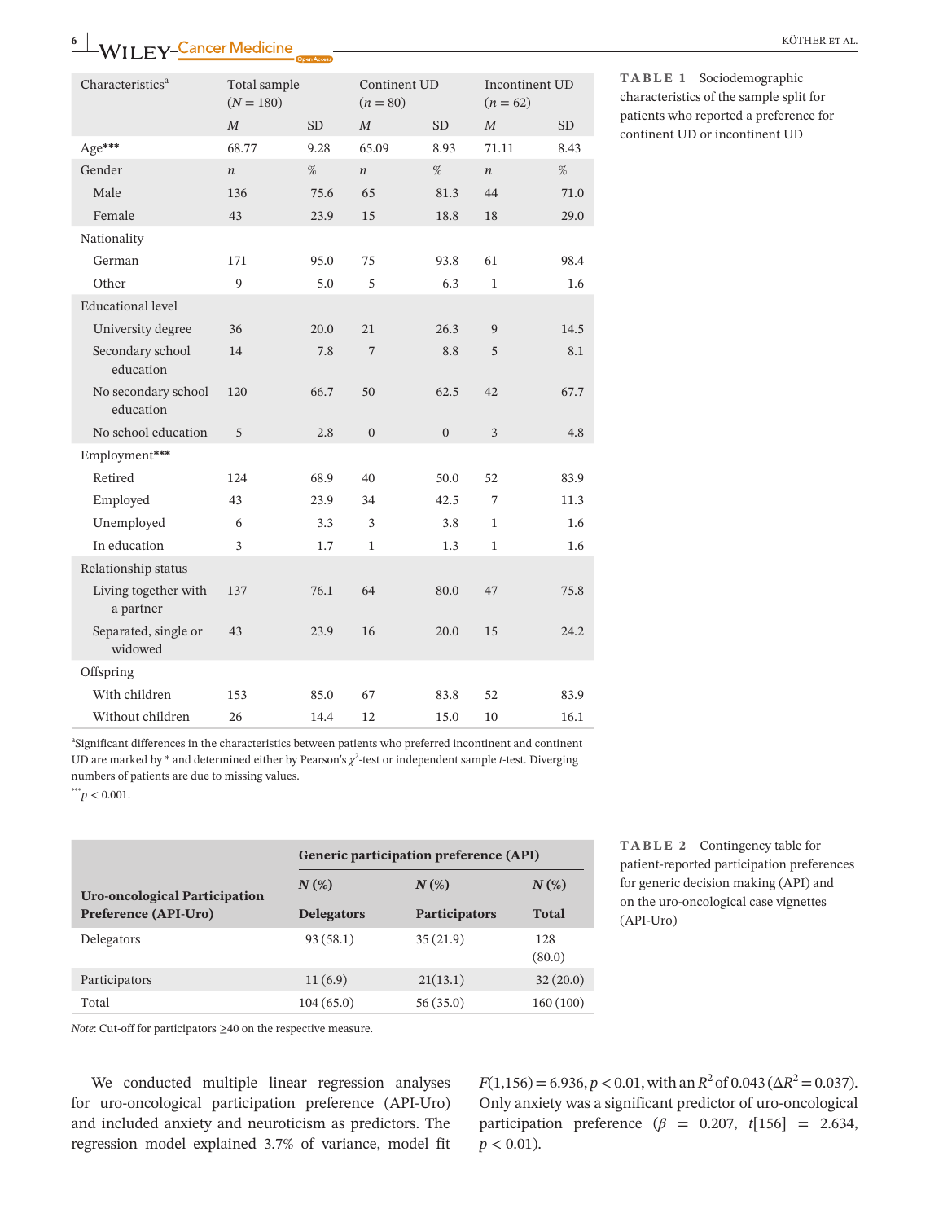**TABLE 1** Sociodemographic characteristics of the sample split for patients who reported a preference for continent UD or incontinent UD

| Characteristics[a] | Total sample (N = 180) | | Continent UD (n = 80) | | Incontinent UD (n = 62) | |
|---|---|---|---|---|---|---|
| | *M* | SD | *M* | SD | *M* | SD |
| Age*** | 68.77 | 9.28 | 65.09 | 8.93 | 71.11 | 8.43 |
| Gender | *n* | % | *n* | % | *n* | % |
| Male | 136 | 75.6 | 65 | 81.3 | 44 | 71.0 |
| Female | 43 | 23.9 | 15 | 18.8 | 18 | 29.0 |
| Nationality | | | | | | |
| German | 171 | 95.0 | 75 | 93.8 | 61 | 98.4 |
| Other | 9 | 5.0 | 5 | 6.3 | 1 | 1.6 |
| Educational level | | | | | | |
| University degree | 36 | 20.0 | 21 | 26.3 | 9 | 14.5 |
| Secondary school education | 14 | 7.8 | 7 | 8.8 | 5 | 8.1 |
| No secondary school education | 120 | 66.7 | 50 | 62.5 | 42 | 67.7 |
| No school education | 5 | 2.8 | 0 | 0 | 3 | 4.8 |
| Employment*** | | | | | | |
| Retired | 124 | 68.9 | 40 | 50.0 | 52 | 83.9 |
| Employed | 43 | 23.9 | 34 | 42.5 | 7 | 11.3 |
| Unemployed | 6 | 3.3 | 3 | 3.8 | 1 | 1.6 |
| In education | 3 | 1.7 | 1 | 1.3 | 1 | 1.6 |
| Relationship status | | | | | | |
| Living together with a partner | 137 | 76.1 | 64 | 80.0 | 47 | 75.8 |
| Separated, single or widowed | 43 | 23.9 | 16 | 20.0 | 15 | 24.2 |
| Offspring | | | | | | |
| With children | 153 | 85.0 | 67 | 83.8 | 52 | 83.9 |
| Without children | 26 | 14.4 | 12 | 15.0 | 10 | 16.1 |

[a]Significant differences in the characteristics between patients who preferred incontinent and continent UD are marked by * and determined either by Pearson's $\chi^2$-test or independent sample *t*-test. Diverging numbers of patients are due to missing values.

***$p < 0.001$.

**TABLE 2** Contingency table for patient-reported participation preferences for generic decision making (API) and on the uro-oncological case vignettes (API-Uro)

| Uro-oncological Participation Preference (API-Uro) | Generic participation preference (API) | | |
|---|---|---|---|
| | *N* (%) Delegators | *N* (%) Participators | *N* (%) Total |
| Delegators | 93 (58.1) | 35 (21.9) | 128 (80.0) |
| Participators | 11 (6.9) | 21(13.1) | 32 (20.0) |
| Total | 104 (65.0) | 56 (35.0) | 160 (100) |

*Note*: Cut-off for participators ≥40 on the respective measure.

We conducted multiple linear regression analyses for uro-oncological participation preference (API-Uro) and included anxiety and neuroticism as predictors. The regression model explained 3.7% of variance, model fit $F(1,156) = 6.936$, $p < 0.01$, with an $R^2$ of 0.043 ($\Delta R^2 = 0.037$). Only anxiety was a significant predictor of uro-oncological participation preference ($\beta$ = 0.207, $t[156]$ = 2.634, $p < 0.01$).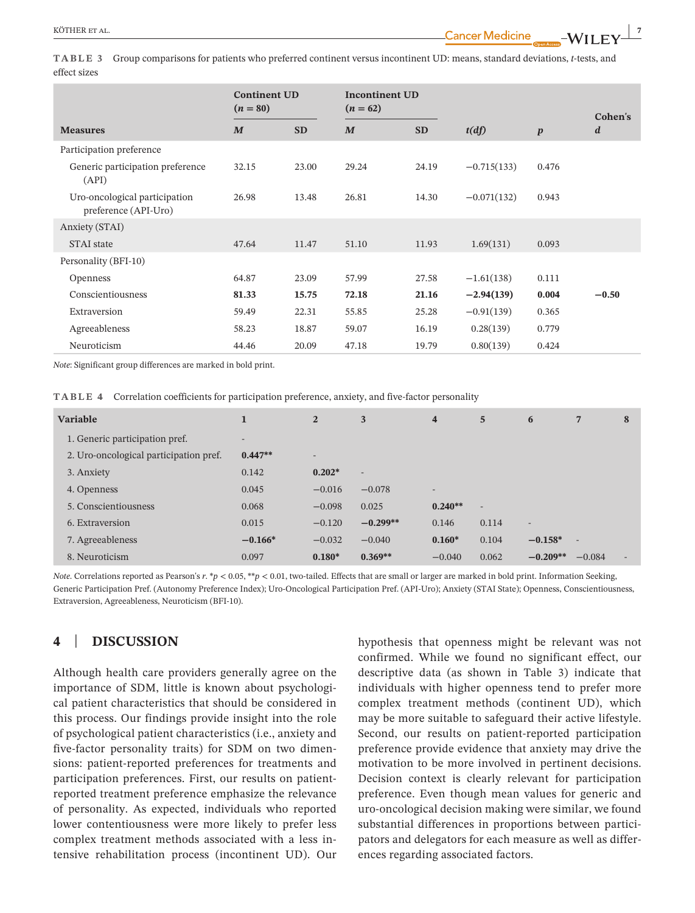**TABLE 3** Group comparisons for patients who preferred continent versus incontinent UD: means, standard deviations, *t*-tests, and effect sizes

| Measures | Continent UD ($n = 80$) | | Incontinent UD ($n = 62$) | | | | |
|---|---|---|---|---|---|---|---|
| | *M* | SD | *M* | SD | *t(df)* | *p* | Cohen's *d* |
| Participation preference | | | | | | | |
| Generic participation preference (API) | 32.15 | 23.00 | 29.24 | 24.19 | −0.715(133) | 0.476 | |
| Uro-oncological participation preference (API-Uro) | 26.98 | 13.48 | 26.81 | 14.30 | −0.071(132) | 0.943 | |
| Anxiety (STAI) | | | | | | | |
| STAI state | 47.64 | 11.47 | 51.10 | 11.93 | 1.69(131) | 0.093 | |
| Personality (BFI-10) | | | | | | | |
| Openness | 64.87 | 23.09 | 57.99 | 27.58 | −1.61(138) | 0.111 | |
| Conscientiousness | **81.33** | **15.75** | **72.18** | **21.16** | **−2.94(139)** | **0.004** | **−0.50** |
| Extraversion | 59.49 | 22.31 | 55.85 | 25.28 | −0.91(139) | 0.365 | |
| Agreeableness | 58.23 | 18.87 | 59.07 | 16.19 | 0.28(139) | 0.779 | |
| Neuroticism | 44.46 | 20.09 | 47.18 | 19.79 | 0.80(139) | 0.424 | |

*Note*: Significant group differences are marked in bold print.

**TABLE 4** Correlation coefficients for participation preference, anxiety, and five-factor personality

| Variable | 1 | 2 | 3 | 4 | 5 | 6 | 7 | 8 |
|---|---|---|---|---|---|---|---|---|
| 1. Generic participation pref. | - | | | | | | | |
| 2. Uro-oncological participation pref. | **0.447**** | - | | | | | | |
| 3. Anxiety | 0.142 | **0.202*** | - | | | | | |
| 4. Openness | 0.045 | −0.016 | −0.078 | - | | | | |
| 5. Conscientiousness | 0.068 | −0.098 | 0.025 | **0.240**** | - | | | |
| 6. Extraversion | 0.015 | −0.120 | **−0.299**** | 0.146 | 0.114 | - | | |
| 7. Agreeableness | **−0.166*** | −0.032 | −0.040 | **0.160*** | 0.104 | **−0.158*** | - | |
| 8. Neuroticism | 0.097 | **0.180*** | **0.369**** | −0.040 | 0.062 | **−0.209**** | −0.084 | - |

*Note*. Correlations reported as Pearson's *r*. *$p < 0.05$, **$p < 0.01$, two-tailed. Effects that are small or larger are marked in bold print. Information Seeking, Generic Participation Pref. (Autonomy Preference Index); Uro-Oncological Participation Pref. (API-Uro); Anxiety (STAI State); Openness, Conscientiousness, Extraversion, Agreeableness, Neuroticism (BFI-10).

## 4 | DISCUSSION

Although health care providers generally agree on the importance of SDM, little is known about psychological patient characteristics that should be considered in this process. Our findings provide insight into the role of psychological patient characteristics (i.e., anxiety and five-factor personality traits) for SDM on two dimensions: patient-reported preferences for treatments and participation preferences. First, our results on patient-reported treatment preference emphasize the relevance of personality. As expected, individuals who reported lower contentiousness were more likely to prefer less complex treatment methods associated with a less intensive rehabilitation process (incontinent UD). Our hypothesis that openness might be relevant was not confirmed. While we found no significant effect, our descriptive data (as shown in Table 3) indicate that individuals with higher openness tend to prefer more complex treatment methods (continent UD), which may be more suitable to safeguard their active lifestyle. Second, our results on patient-reported participation preference provide evidence that anxiety may drive the motivation to be more involved in pertinent decisions. Decision context is clearly relevant for participation preference. Even though mean values for generic and uro-oncological decision making were similar, we found substantial differences in proportions between participators and delegators for each measure as well as differences regarding associated factors.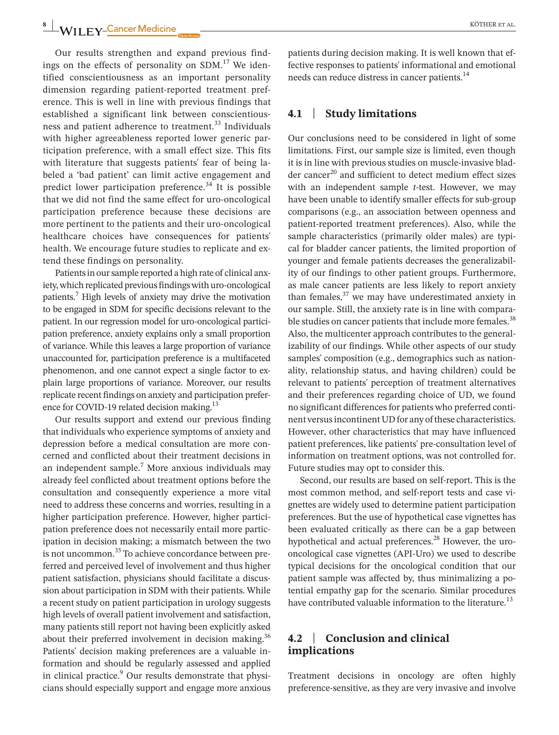Our results strengthen and expand previous findings on the effects of personality on SDM.[17] We identified conscientiousness as an important personality dimension regarding patient-reported treatment preference. This is well in line with previous findings that established a significant link between conscientiousness and patient adherence to treatment.[33] Individuals with higher agreeableness reported lower generic participation preference, with a small effect size. This fits with literature that suggests patients' fear of being labeled a 'bad patient' can limit active engagement and predict lower participation preference.[34] It is possible that we did not find the same effect for uro-oncological participation preference because these decisions are more pertinent to the patients and their uro-oncological healthcare choices have consequences for patients' health. We encourage future studies to replicate and extend these findings on personality.

Patients in our sample reported a high rate of clinical anxiety, which replicated previous findings with uro-oncological patients.[7] High levels of anxiety may drive the motivation to be engaged in SDM for specific decisions relevant to the patient. In our regression model for uro-oncological participation preference, anxiety explains only a small proportion of variance. While this leaves a large proportion of variance unaccounted for, participation preference is a multifaceted phenomenon, and one cannot expect a single factor to explain large proportions of variance. Moreover, our results replicate recent findings on anxiety and participation preference for COVID-19 related decision making.[13]

Our results support and extend our previous finding that individuals who experience symptoms of anxiety and depression before a medical consultation are more concerned and conflicted about their treatment decisions in an independent sample.[7] More anxious individuals may already feel conflicted about treatment options before the consultation and consequently experience a more vital need to address these concerns and worries, resulting in a higher participation preference. However, higher participation preference does not necessarily entail more participation in decision making; a mismatch between the two is not uncommon.[35] To achieve concordance between preferred and perceived level of involvement and thus higher patient satisfaction, physicians should facilitate a discussion about participation in SDM with their patients. While a recent study on patient participation in urology suggests high levels of overall patient involvement and satisfaction, many patients still report not having been explicitly asked about their preferred involvement in decision making.[36] Patients' decision making preferences are a valuable information and should be regularly assessed and applied in clinical practice.[9] Our results demonstrate that physicians should especially support and engage more anxious patients during decision making. It is well known that effective responses to patients' informational and emotional needs can reduce distress in cancer patients.[14]

## 4.1 | Study limitations

Our conclusions need to be considered in light of some limitations. First, our sample size is limited, even though it is in line with previous studies on muscle-invasive bladder cancer[20] and sufficient to detect medium effect sizes with an independent sample *t*-test. However, we may have been unable to identify smaller effects for sub-group comparisons (e.g., an association between openness and patient-reported treatment preferences). Also, while the sample characteristics (primarily older males) are typical for bladder cancer patients, the limited proportion of younger and female patients decreases the generalizability of our findings to other patient groups. Furthermore, as male cancer patients are less likely to report anxiety than females,[37] we may have underestimated anxiety in our sample. Still, the anxiety rate is in line with comparable studies on cancer patients that include more females.[38] Also, the multicenter approach contributes to the generalizability of our findings. While other aspects of our study samples' composition (e.g., demographics such as nationality, relationship status, and having children) could be relevant to patients' perception of treatment alternatives and their preferences regarding choice of UD, we found no significant differences for patients who preferred continent versus incontinent UD for any of these characteristics. However, other characteristics that may have influenced patient preferences, like patients' pre-consultation level of information on treatment options, was not controlled for. Future studies may opt to consider this.

Second, our results are based on self-report. This is the most common method, and self-report tests and case vignettes are widely used to determine patient participation preferences. But the use of hypothetical case vignettes has been evaluated critically as there can be a gap between hypothetical and actual preferences.[28] However, the uro-oncological case vignettes (API-Uro) we used to describe typical decisions for the oncological condition that our patient sample was affected by, thus minimalizing a potential empathy gap for the scenario. Similar procedures have contributed valuable information to the literature.[13]

## 4.2 | Conclusion and clinical implications

Treatment decisions in oncology are often highly preference-sensitive, as they are very invasive and involve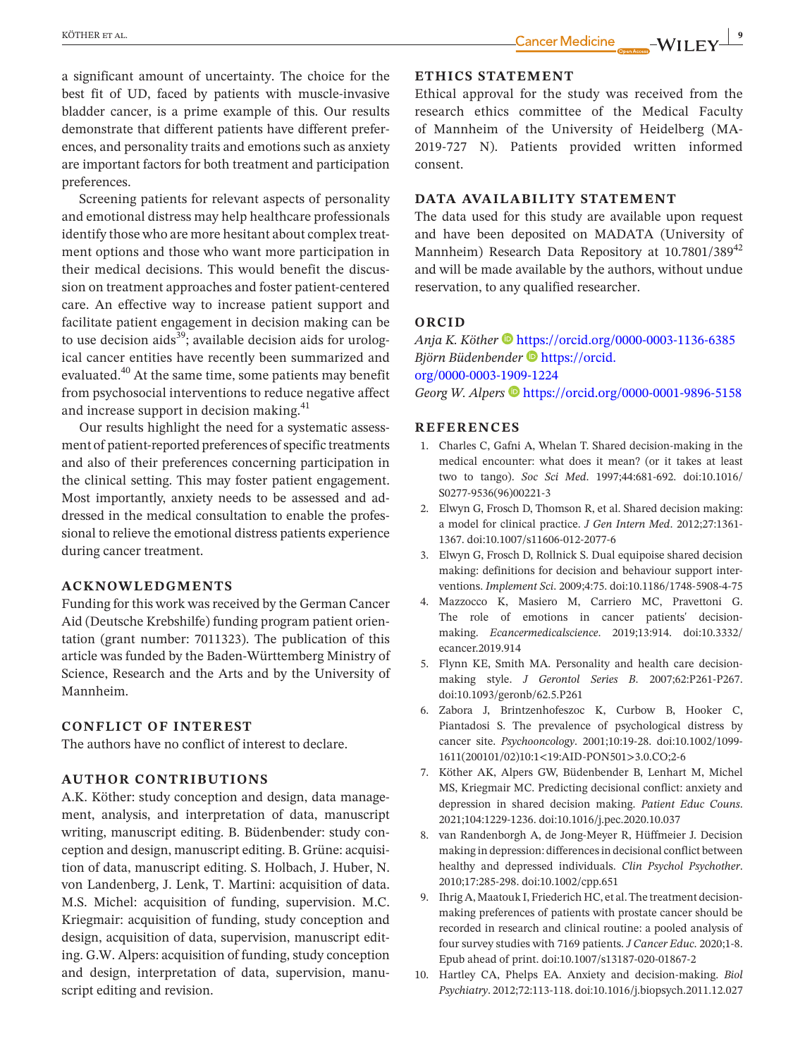a significant amount of uncertainty. The choice for the best fit of UD, faced by patients with muscle-invasive bladder cancer, is a prime example of this. Our results demonstrate that different patients have different preferences, and personality traits and emotions such as anxiety are important factors for both treatment and participation preferences.

Screening patients for relevant aspects of personality and emotional distress may help healthcare professionals identify those who are more hesitant about complex treatment options and those who want more participation in their medical decisions. This would benefit the discussion on treatment approaches and foster patient-centered care. An effective way to increase patient support and facilitate patient engagement in decision making can be to use decision aids[39]; available decision aids for urological cancer entities have recently been summarized and evaluated.[40] At the same time, some patients may benefit from psychosocial interventions to reduce negative affect and increase support in decision making.[41]

Our results highlight the need for a systematic assessment of patient-reported preferences of specific treatments and also of their preferences concerning participation in the clinical setting. This may foster patient engagement. Most importantly, anxiety needs to be assessed and addressed in the medical consultation to enable the professional to relieve the emotional distress patients experience during cancer treatment.

## ACKNOWLEDGMENTS

Funding for this work was received by the German Cancer Aid (Deutsche Krebshilfe) funding program patient orientation (grant number: 7011323). The publication of this article was funded by the Baden-Württemberg Ministry of Science, Research and the Arts and by the University of Mannheim.

## CONFLICT OF INTEREST

The authors have no conflict of interest to declare.

## AUTHOR CONTRIBUTIONS

A.K. Köther: study conception and design, data management, analysis, and interpretation of data, manuscript writing, manuscript editing. B. Büdenbender: study conception and design, manuscript editing. B. Grüne: acquisition of data, manuscript editing. S. Holbach, J. Huber, N. von Landenberg, J. Lenk, T. Martini: acquisition of data. M.S. Michel: acquisition of funding, supervision. M.C. Kriegmair: acquisition of funding, study conception and design, acquisition of data, supervision, manuscript editing. G.W. Alpers: acquisition of funding, study conception and design, interpretation of data, supervision, manuscript editing and revision.

## ETHICS STATEMENT

Ethical approval for the study was received from the research ethics committee of the Medical Faculty of Mannheim of the University of Heidelberg (MA-2019-727 N). Patients provided written informed consent.

## DATA AVAILABILITY STATEMENT

The data used for this study are available upon request and have been deposited on MADATA (University of Mannheim) Research Data Repository at 10.7801/389[42] and will be made available by the authors, without undue reservation, to any qualified researcher.

## ORCID

*Anja K. Köther* https://orcid.org/0000-0003-1136-6385
*Björn Büdenbender* https://orcid.org/0000-0003-1909-1224
*Georg W. Alpers* https://orcid.org/0000-0001-9896-5158

## REFERENCES

1. Charles C, Gafni A, Whelan T. Shared decision-making in the medical encounter: what does it mean? (or it takes at least two to tango). *Soc Sci Med*. 1997;44:681-692. doi:10.1016/S0277-9536(96)00221-3
2. Elwyn G, Frosch D, Thomson R, et al. Shared decision making: a model for clinical practice. *J Gen Intern Med*. 2012;27:1361-1367. doi:10.1007/s11606-012-2077-6
3. Elwyn G, Frosch D, Rollnick S. Dual equipoise shared decision making: definitions for decision and behaviour support interventions. *Implement Sci*. 2009;4:75. doi:10.1186/1748-5908-4-75
4. Mazzocco K, Masiero M, Carriero MC, Pravettoni G. The role of emotions in cancer patients' decision-making. *Ecancermedicalscience*. 2019;13:914. doi:10.3332/ecancer.2019.914
5. Flynn KE, Smith MA. Personality and health care decision-making style. *J Gerontol Series B*. 2007;62:P261-P267. doi:10.1093/geronb/62.5.P261
6. Zabora J, Brintzenhofeszoc K, Curbow B, Hooker C, Piantadosi S. The prevalence of psychological distress by cancer site. *Psychooncology*. 2001;10:19-28. doi:10.1002/1099-1611(200101/02)10:1<19:AID-PON501>3.0.CO;2-6
7. Köther AK, Alpers GW, Büdenbender B, Lenhart M, Michel MS, Kriegmair MC. Predicting decisional conflict: anxiety and depression in shared decision making. *Patient Educ Couns*. 2021;104:1229-1236. doi:10.1016/j.pec.2020.10.037
8. van Randenborgh A, de Jong-Meyer R, Hüffmeier J. Decision making in depression: differences in decisional conflict between healthy and depressed individuals. *Clin Psychol Psychother*. 2010;17:285-298. doi:10.1002/cpp.651
9. Ihrig A, Maatouk I, Friederich HC, et al. The treatment decision-making preferences of patients with prostate cancer should be recorded in research and clinical routine: a pooled analysis of four survey studies with 7169 patients. *J Cancer Educ*. 2020;1-8. Epub ahead of print. doi:10.1007/s13187-020-01867-2
10. Hartley CA, Phelps EA. Anxiety and decision-making. *Biol Psychiatry*. 2012;72:113-118. doi:10.1016/j.biopsych.2011.12.027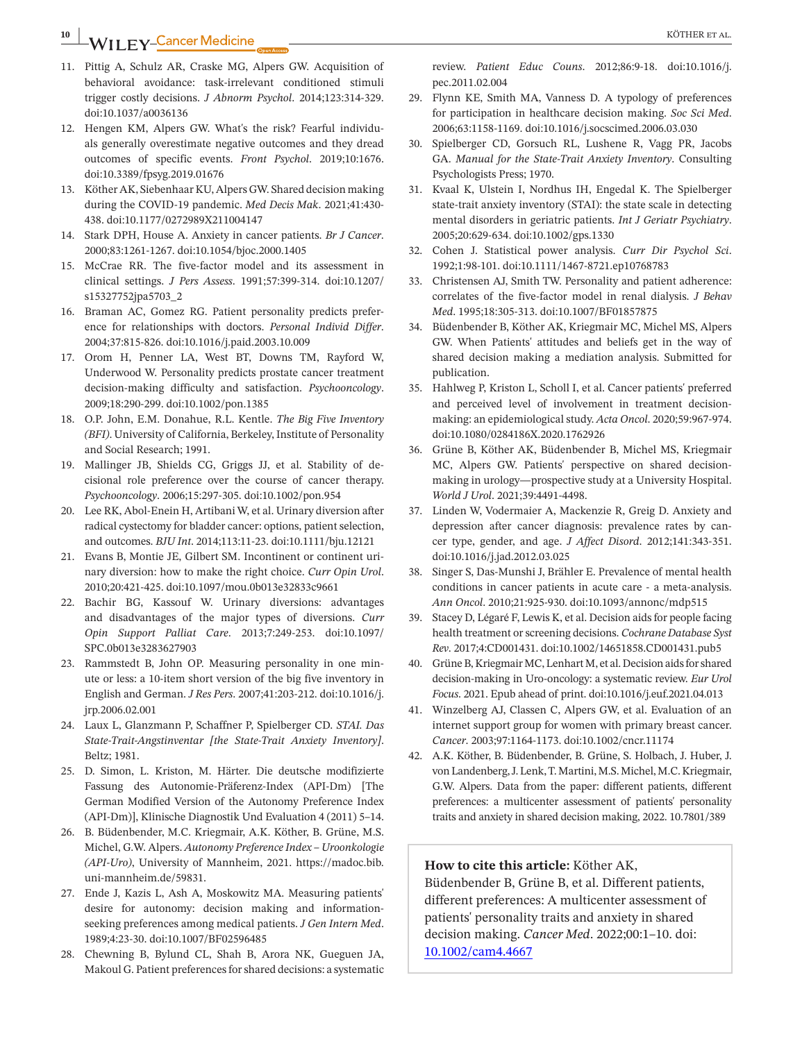11. Pittig A, Schulz AR, Craske MG, Alpers GW. Acquisition of behavioral avoidance: task-irrelevant conditioned stimuli trigger costly decisions. *J Abnorm Psychol*. 2014;123:314-329. doi:10.1037/a0036136
12. Hengen KM, Alpers GW. What's the risk? Fearful individuals generally overestimate negative outcomes and they dread outcomes of specific events. *Front Psychol*. 2019;10:1676. doi:10.3389/fpsyg.2019.01676
13. Köther AK, Siebenhaar KU, Alpers GW. Shared decision making during the COVID-19 pandemic. *Med Decis Mak*. 2021;41:430-438. doi:10.1177/0272989X211004147
14. Stark DPH, House A. Anxiety in cancer patients. *Br J Cancer*. 2000;83:1261-1267. doi:10.1054/bjoc.2000.1405
15. McCrae RR. The five-factor model and its assessment in clinical settings. *J Pers Assess*. 1991;57:399-314. doi:10.1207/s15327752jpa5703_2
16. Braman AC, Gomez RG. Patient personality predicts preference for relationships with doctors. *Personal Individ Differ*. 2004;37:815-826. doi:10.1016/j.paid.2003.10.009
17. Orom H, Penner LA, West BT, Downs TM, Rayford W, Underwood W. Personality predicts prostate cancer treatment decision-making difficulty and satisfaction. *Psychooncology*. 2009;18:290-299. doi:10.1002/pon.1385
18. O.P. John, E.M. Donahue, R.L. Kentle. *The Big Five Inventory (BFI)*. University of California, Berkeley, Institute of Personality and Social Research; 1991.
19. Mallinger JB, Shields CG, Griggs JJ, et al. Stability of decisional role preference over the course of cancer therapy. *Psychooncology*. 2006;15:297-305. doi:10.1002/pon.954
20. Lee RK, Abol-Enein H, Artibani W, et al. Urinary diversion after radical cystectomy for bladder cancer: options, patient selection, and outcomes. *BJU Int*. 2014;113:11-23. doi:10.1111/bju.12121
21. Evans B, Montie JE, Gilbert SM. Incontinent or continent urinary diversion: how to make the right choice. *Curr Opin Urol*. 2010;20:421-425. doi:10.1097/mou.0b013e32833c9661
22. Bachir BG, Kassouf W. Urinary diversions: advantages and disadvantages of the major types of diversions. *Curr Opin Support Palliat Care*. 2013;7:249-253. doi:10.1097/SPC.0b013e3283627903
23. Rammstedt B, John OP. Measuring personality in one minute or less: a 10-item short version of the big five inventory in English and German. *J Res Pers*. 2007;41:203-212. doi:10.1016/j.jrp.2006.02.001
24. Laux L, Glanzmann P, Schaffner P, Spielberger CD. *STAI. Das State-Trait-Angstinventar [the State-Trait Anxiety Inventory]*. Beltz; 1981.
25. D. Simon, L. Kriston, M. Härter. Die deutsche modifizierte Fassung des Autonomie-Präferenz-Index (API-Dm) [The German Modified Version of the Autonomy Preference Index (API-Dm)], Klinische Diagnostik Und Evaluation 4 (2011) 5–14.
26. B. Büdenbender, M.C. Kriegmair, A.K. Köther, B. Grüne, M.S. Michel, G.W. Alpers. *Autonomy Preference Index – Uroonkologie (API-Uro)*, University of Mannheim, 2021. https://madoc.bib.uni-mannheim.de/59831.
27. Ende J, Kazis L, Ash A, Moskowitz MA. Measuring patients' desire for autonomy: decision making and information-seeking preferences among medical patients. *J Gen Intern Med*. 1989;4:23-30. doi:10.1007/BF02596485
28. Chewning B, Bylund CL, Shah B, Arora NK, Gueguen JA, Makoul G. Patient preferences for shared decisions: a systematic review. *Patient Educ Couns*. 2012;86:9-18. doi:10.1016/j.pec.2011.02.004
29. Flynn KE, Smith MA, Vanness D. A typology of preferences for participation in healthcare decision making. *Soc Sci Med*. 2006;63:1158-1169. doi:10.1016/j.socscimed.2006.03.030
30. Spielberger CD, Gorsuch RL, Lushene R, Vagg PR, Jacobs GA. *Manual for the State-Trait Anxiety Inventory*. Consulting Psychologists Press; 1970.
31. Kvaal K, Ulstein I, Nordhus IH, Engedal K. The Spielberger state-trait anxiety inventory (STAI): the state scale in detecting mental disorders in geriatric patients. *Int J Geriatr Psychiatry*. 2005;20:629-634. doi:10.1002/gps.1330
32. Cohen J. Statistical power analysis. *Curr Dir Psychol Sci*. 1992;1:98-101. doi:10.1111/1467-8721.ep10768783
33. Christensen AJ, Smith TW. Personality and patient adherence: correlates of the five-factor model in renal dialysis. *J Behav Med*. 1995;18:305-313. doi:10.1007/BF01857875
34. Büdenbender B, Köther AK, Kriegmair MC, Michel MS, Alpers GW. When Patients' attitudes and beliefs get in the way of shared decision making a mediation analysis. Submitted for publication.
35. Hahlweg P, Kriston L, Scholl I, et al. Cancer patients' preferred and perceived level of involvement in treatment decision-making: an epidemiological study. *Acta Oncol*. 2020;59:967-974. doi:10.1080/0284186X.2020.1762926
36. Grüne B, Köther AK, Büdenbender B, Michel MS, Kriegmair MC, Alpers GW. Patients' perspective on shared decision-making in urology—prospective study at a University Hospital. *World J Urol*. 2021;39:4491-4498.
37. Linden W, Vodermaier A, Mackenzie R, Greig D. Anxiety and depression after cancer diagnosis: prevalence rates by cancer type, gender, and age. *J Affect Disord*. 2012;141:343-351. doi:10.1016/j.jad.2012.03.025
38. Singer S, Das-Munshi J, Brähler E. Prevalence of mental health conditions in cancer patients in acute care - a meta-analysis. *Ann Oncol*. 2010;21:925-930. doi:10.1093/annonc/mdp515
39. Stacey D, Légaré F, Lewis K, et al. Decision aids for people facing health treatment or screening decisions. *Cochrane Database Syst Rev*. 2017;4:CD001431. doi:10.1002/14651858.CD001431.pub5
40. Grüne B, Kriegmair MC, Lenhart M, et al. Decision aids for shared decision-making in Uro-oncology: a systematic review. *Eur Urol Focus*. 2021. Epub ahead of print. doi:10.1016/j.euf.2021.04.013
41. Winzelberg AJ, Classen C, Alpers GW, et al. Evaluation of an internet support group for women with primary breast cancer. *Cancer*. 2003;97:1164-1173. doi:10.1002/cncr.11174
42. A.K. Köther, B. Büdenbender, B. Grüne, S. Holbach, J. Huber, J. von Landenberg, J. Lenk, T. Martini, M.S. Michel, M.C. Kriegmair, G.W. Alpers. Data from the paper: different patients, different preferences: a multicenter assessment of patients' personality traits and anxiety in shared decision making, 2022. 10.7801/389

**How to cite this article:** Köther AK, Büdenbender B, Grüne B, et al. Different patients, different preferences: A multicenter assessment of patients' personality traits and anxiety in shared decision making. *Cancer Med*. 2022;00:1–10. doi: 10.1002/cam4.4667